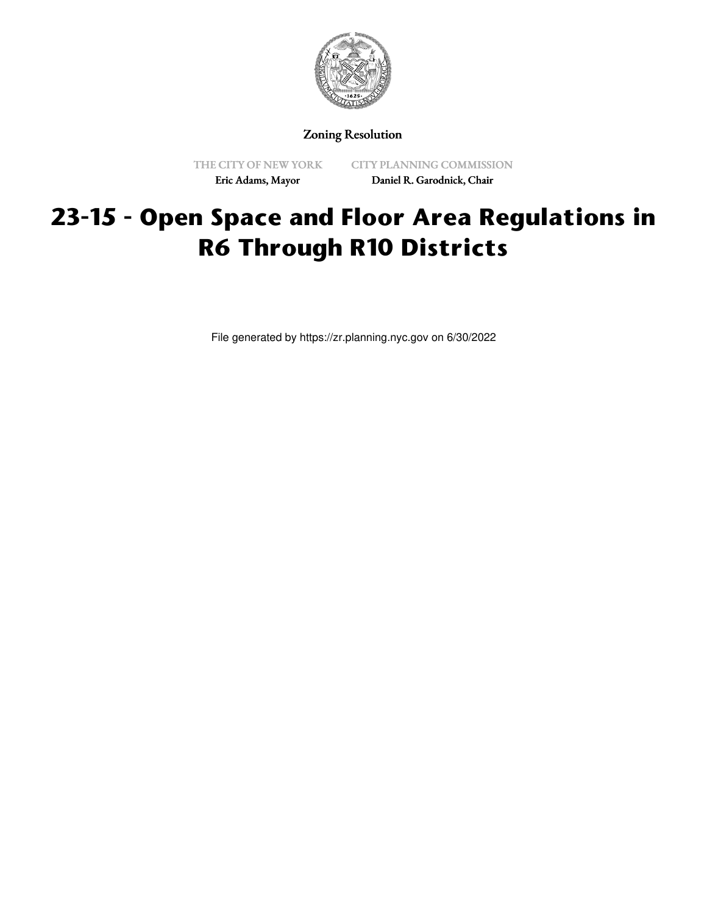Zoning Resolution

THE CITY OF NEW YORK
Eric Adams, Mayor

CITY PLANNING COMMISSION
Daniel R. Garodnick, Chair

# 23-15 - Open Space and Floor Area Regulations in R6 Through R10 Districts

File generated by https://zr.planning.nyc.gov on 6/30/2022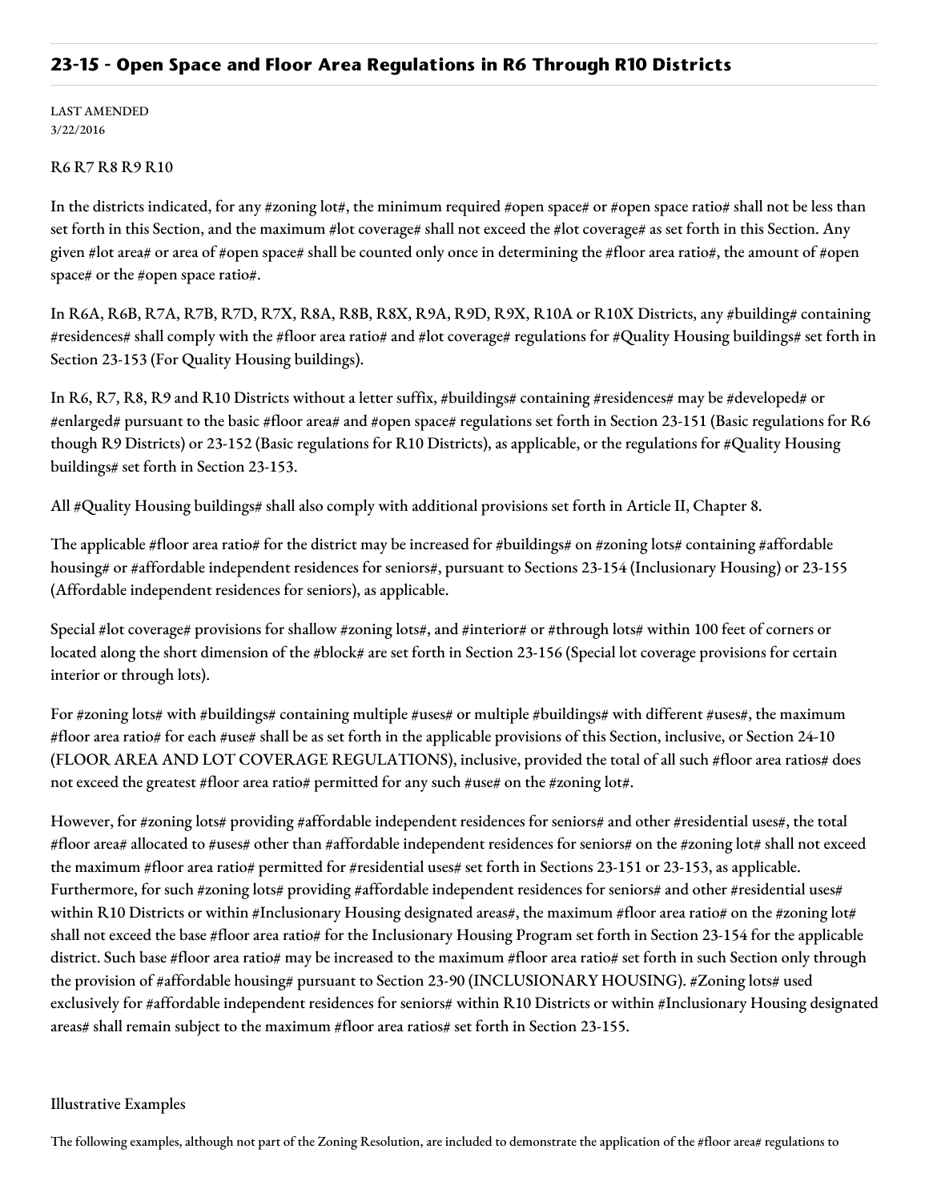## 23-15 - Open Space and Floor Area Regulations in R6 Through R10 Districts

LAST AMENDED
3/22/2016

R6 R7 R8 R9 R10

In the districts indicated, for any #zoning lot#, the minimum required #open space# or #open space ratio# shall not be less than set forth in this Section, and the maximum #lot coverage# shall not exceed the #lot coverage# as set forth in this Section. Any given #lot area# or area of #open space# shall be counted only once in determining the #floor area ratio#, the amount of #open space# or the #open space ratio#.

In R6A, R6B, R7A, R7B, R7D, R7X, R8A, R8B, R8X, R9A, R9D, R9X, R10A or R10X Districts, any #building# containing #residences# shall comply with the #floor area ratio# and #lot coverage# regulations for #Quality Housing buildings# set forth in Section 23-153 (For Quality Housing buildings).

In R6, R7, R8, R9 and R10 Districts without a letter suffix, #buildings# containing #residences# may be #developed# or #enlarged# pursuant to the basic #floor area# and #open space# regulations set forth in Section 23-151 (Basic regulations for R6 though R9 Districts) or 23-152 (Basic regulations for R10 Districts), as applicable, or the regulations for #Quality Housing buildings# set forth in Section 23-153.

All #Quality Housing buildings# shall also comply with additional provisions set forth in Article II, Chapter 8.

The applicable #floor area ratio# for the district may be increased for #buildings# on #zoning lots# containing #affordable housing# or #affordable independent residences for seniors#, pursuant to Sections 23-154 (Inclusionary Housing) or 23-155 (Affordable independent residences for seniors), as applicable.

Special #lot coverage# provisions for shallow #zoning lots#, and #interior# or #through lots# within 100 feet of corners or located along the short dimension of the #block# are set forth in Section 23-156 (Special lot coverage provisions for certain interior or through lots).

For #zoning lots# with #buildings# containing multiple #uses# or multiple #buildings# with different #uses#, the maximum #floor area ratio# for each #use# shall be as set forth in the applicable provisions of this Section, inclusive, or Section 24-10 (FLOOR AREA AND LOT COVERAGE REGULATIONS), inclusive, provided the total of all such #floor area ratios# does not exceed the greatest #floor area ratio# permitted for any such #use# on the #zoning lot#.

However, for #zoning lots# providing #affordable independent residences for seniors# and other #residential uses#, the total #floor area# allocated to #uses# other than #affordable independent residences for seniors# on the #zoning lot# shall not exceed the maximum #floor area ratio# permitted for #residential uses# set forth in Sections 23-151 or 23-153, as applicable. Furthermore, for such #zoning lots# providing #affordable independent residences for seniors# and other #residential uses# within R10 Districts or within #Inclusionary Housing designated areas#, the maximum #floor area ratio# on the #zoning lot# shall not exceed the base #floor area ratio# for the Inclusionary Housing Program set forth in Section 23-154 for the applicable district. Such base #floor area ratio# may be increased to the maximum #floor area ratio# set forth in such Section only through the provision of #affordable housing# pursuant to Section 23-90 (INCLUSIONARY HOUSING). #Zoning lots# used exclusively for #affordable independent residences for seniors# within R10 Districts or within #Inclusionary Housing designated areas# shall remain subject to the maximum #floor area ratios# set forth in Section 23-155.

Illustrative Examples

The following examples, although not part of the Zoning Resolution, are included to demonstrate the application of the #floor area# regulations to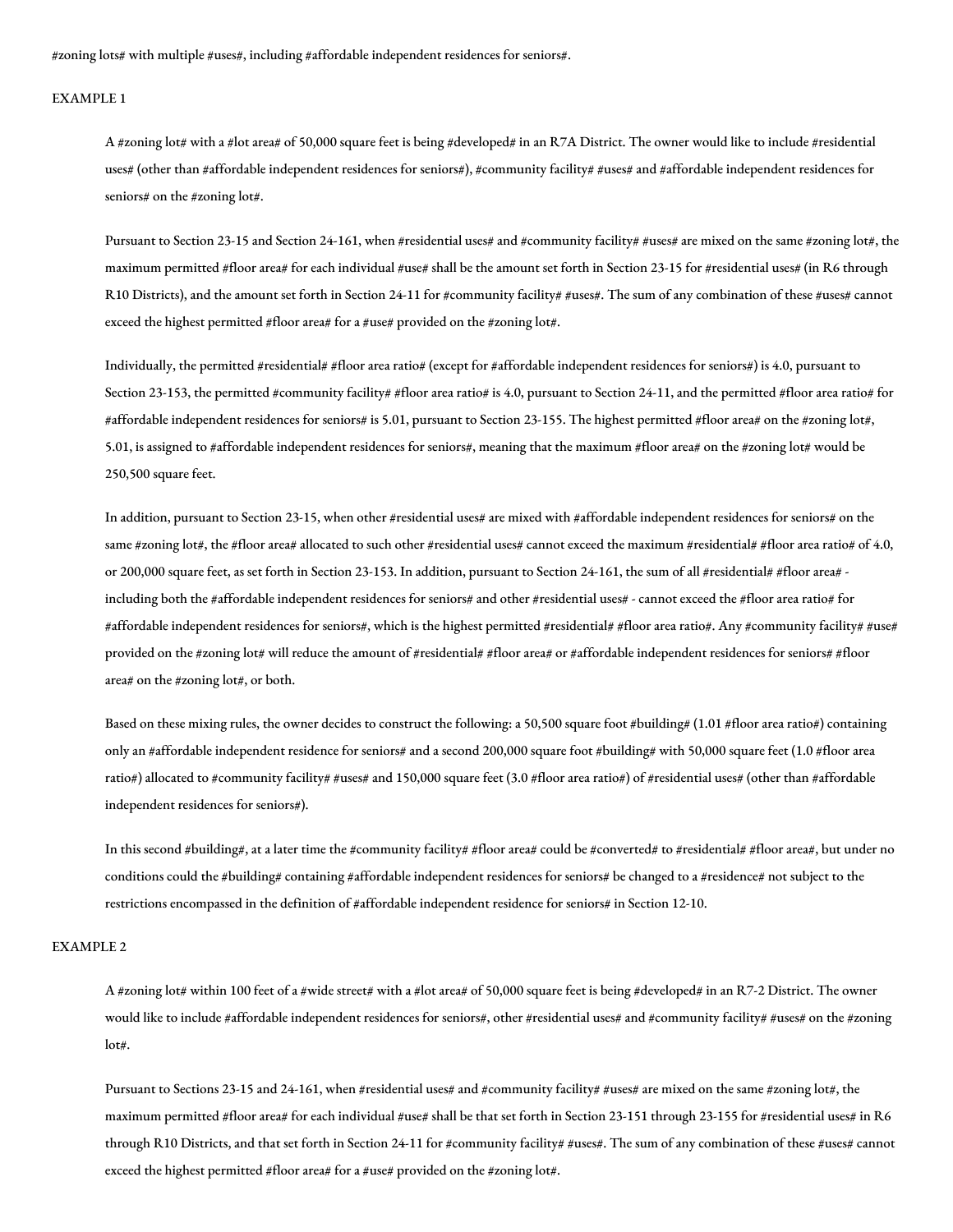#zoning lots# with multiple #uses#, including #affordable independent residences for seniors#.

EXAMPLE 1

A #zoning lot# with a #lot area# of 50,000 square feet is being #developed# in an R7A District. The owner would like to include #residential uses# (other than #affordable independent residences for seniors#), #community facility# #uses# and #affordable independent residences for seniors# on the #zoning lot#.

Pursuant to Section 23-15 and Section 24-161, when #residential uses# and #community facility# #uses# are mixed on the same #zoning lot#, the maximum permitted #floor area# for each individual #use# shall be the amount set forth in Section 23-15 for #residential uses# (in R6 through R10 Districts), and the amount set forth in Section 24-11 for #community facility# #uses#. The sum of any combination of these #uses# cannot exceed the highest permitted #floor area# for a #use# provided on the #zoning lot#.

Individually, the permitted #residential# #floor area ratio# (except for #affordable independent residences for seniors#) is 4.0, pursuant to Section 23-153, the permitted #community facility# #floor area ratio# is 4.0, pursuant to Section 24-11, and the permitted #floor area ratio# for #affordable independent residences for seniors# is 5.01, pursuant to Section 23-155. The highest permitted #floor area# on the #zoning lot#, 5.01, is assigned to #affordable independent residences for seniors#, meaning that the maximum #floor area# on the #zoning lot# would be 250,500 square feet.

In addition, pursuant to Section 23-15, when other #residential uses# are mixed with #affordable independent residences for seniors# on the same #zoning lot#, the #floor area# allocated to such other #residential uses# cannot exceed the maximum #residential# #floor area ratio# of 4.0, or 200,000 square feet, as set forth in Section 23-153. In addition, pursuant to Section 24-161, the sum of all #residential# #floor area# - including both the #affordable independent residences for seniors# and other #residential uses# - cannot exceed the #floor area ratio# for #affordable independent residences for seniors#, which is the highest permitted #residential# #floor area ratio#. Any #community facility# #use# provided on the #zoning lot# will reduce the amount of #residential# #floor area# or #affordable independent residences for seniors# #floor area# on the #zoning lot#, or both.

Based on these mixing rules, the owner decides to construct the following: a 50,500 square foot #building# (1.01 #floor area ratio#) containing only an #affordable independent residence for seniors# and a second 200,000 square foot #building# with 50,000 square feet (1.0 #floor area ratio#) allocated to #community facility# #uses# and 150,000 square feet (3.0 #floor area ratio#) of #residential uses# (other than #affordable independent residences for seniors#).

In this second #building#, at a later time the #community facility# #floor area# could be #converted# to #residential# #floor area#, but under no conditions could the #building# containing #affordable independent residences for seniors# be changed to a #residence# not subject to the restrictions encompassed in the definition of #affordable independent residence for seniors# in Section 12-10.

EXAMPLE 2

A #zoning lot# within 100 feet of a #wide street# with a #lot area# of 50,000 square feet is being #developed# in an R7-2 District. The owner would like to include #affordable independent residences for seniors#, other #residential uses# and #community facility# #uses# on the #zoning lot#.

Pursuant to Sections 23-15 and 24-161, when #residential uses# and #community facility# #uses# are mixed on the same #zoning lot#, the maximum permitted #floor area# for each individual #use# shall be that set forth in Section 23-151 through 23-155 for #residential uses# in R6 through R10 Districts, and that set forth in Section 24-11 for #community facility# #uses#. The sum of any combination of these #uses# cannot exceed the highest permitted #floor area# for a #use# provided on the #zoning lot#.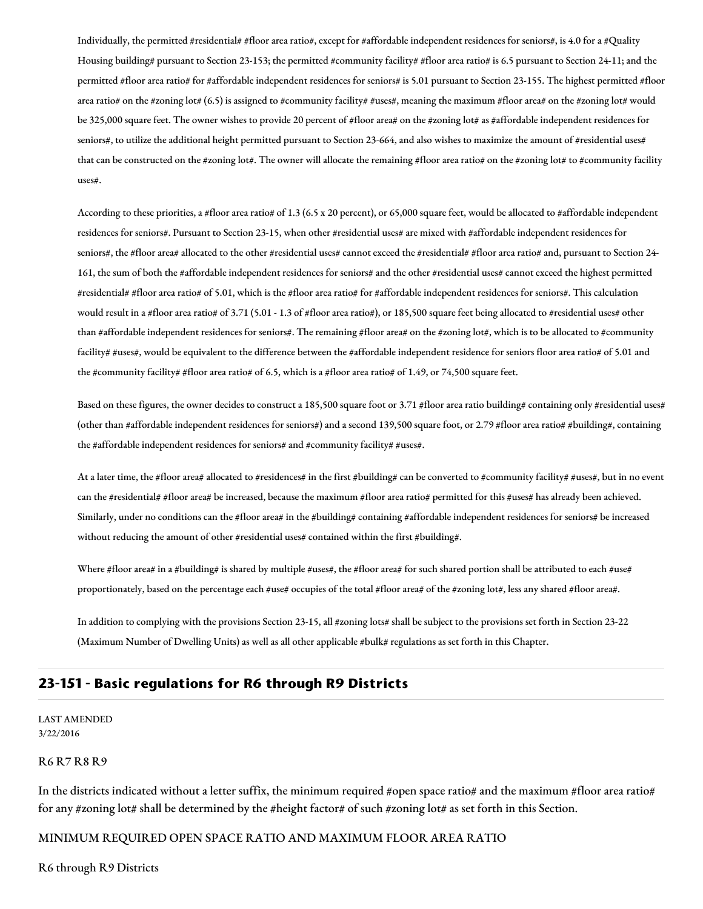Individually, the permitted #residential# #floor area ratio#, except for #affordable independent residences for seniors#, is 4.0 for a #Quality Housing building# pursuant to Section 23-153; the permitted #community facility# #floor area ratio# is 6.5 pursuant to Section 24-11; and the permitted #floor area ratio# for #affordable independent residences for seniors# is 5.01 pursuant to Section 23-155. The highest permitted #floor area ratio# on the #zoning lot# (6.5) is assigned to #community facility# #uses#, meaning the maximum #floor area# on the #zoning lot# would be 325,000 square feet. The owner wishes to provide 20 percent of #floor area# on the #zoning lot# as #affordable independent residences for seniors#, to utilize the additional height permitted pursuant to Section 23-664, and also wishes to maximize the amount of #residential uses# that can be constructed on the #zoning lot#. The owner will allocate the remaining #floor area ratio# on the #zoning lot# to #community facility uses#.

According to these priorities, a #floor area ratio# of 1.3 (6.5 x 20 percent), or 65,000 square feet, would be allocated to #affordable independent residences for seniors#. Pursuant to Section 23-15, when other #residential uses# are mixed with #affordable independent residences for seniors#, the #floor area# allocated to the other #residential uses# cannot exceed the #residential# #floor area ratio# and, pursuant to Section 24-161, the sum of both the #affordable independent residences for seniors# and the other #residential uses# cannot exceed the highest permitted #residential# #floor area ratio# of 5.01, which is the #floor area ratio# for #affordable independent residences for seniors#. This calculation would result in a #floor area ratio# of 3.71 (5.01 - 1.3 of #floor area ratio#), or 185,500 square feet being allocated to #residential uses# other than #affordable independent residences for seniors#. The remaining #floor area# on the #zoning lot#, which is to be allocated to #community facility# #uses#, would be equivalent to the difference between the #affordable independent residence for seniors floor area ratio# of 5.01 and the #community facility# #floor area ratio# of 6.5, which is a #floor area ratio# of 1.49, or 74,500 square feet.

Based on these figures, the owner decides to construct a 185,500 square foot or 3.71 #floor area ratio building# containing only #residential uses# (other than #affordable independent residences for seniors#) and a second 139,500 square foot, or 2.79 #floor area ratio# #building#, containing the #affordable independent residences for seniors# and #community facility# #uses#.

At a later time, the #floor area# allocated to #residences# in the first #building# can be converted to #community facility# #uses#, but in no event can the #residential# #floor area# be increased, because the maximum #floor area ratio# permitted for this #uses# has already been achieved. Similarly, under no conditions can the #floor area# in the #building# containing #affordable independent residences for seniors# be increased without reducing the amount of other #residential uses# contained within the first #building#.

Where #floor area# in a #building# is shared by multiple #uses#, the #floor area# for such shared portion shall be attributed to each #use# proportionately, based on the percentage each #use# occupies of the total #floor area# of the #zoning lot#, less any shared #floor area#.

In addition to complying with the provisions Section 23-15, all #zoning lots# shall be subject to the provisions set forth in Section 23-22 (Maximum Number of Dwelling Units) as well as all other applicable #bulk# regulations as set forth in this Chapter.

## 23-151 - Basic regulations for R6 through R9 Districts

LAST AMENDED
3/22/2016

R6 R7 R8 R9

In the districts indicated without a letter suffix, the minimum required #open space ratio# and the maximum #floor area ratio# for any #zoning lot# shall be determined by the #height factor# of such #zoning lot# as set forth in this Section.

MINIMUM REQUIRED OPEN SPACE RATIO AND MAXIMUM FLOOR AREA RATIO

R6 through R9 Districts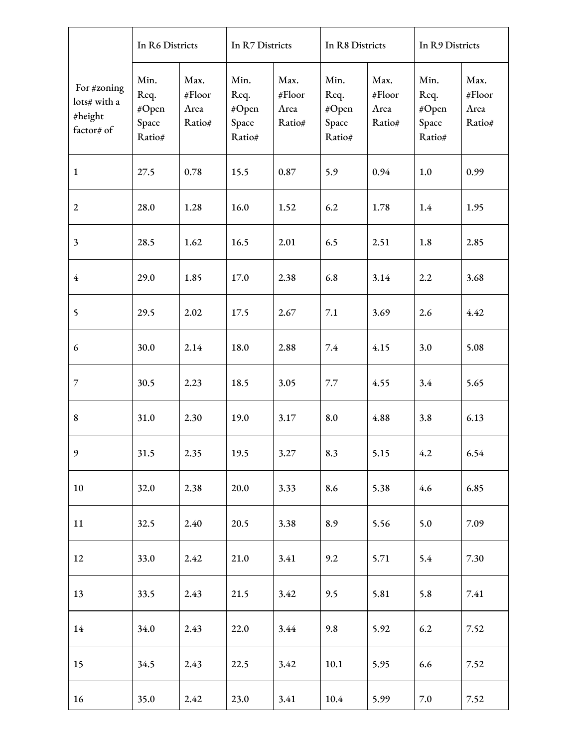| For #zoning lots# with a #height factor# of | In R6 Districts | | In R7 Districts | | In R8 Districts | | In R9 Districts | |
|---|---|---|---|---|---|---|---|---|
| | Min. Req. #Open Space Ratio# | Max. #Floor Area Ratio# | Min. Req. #Open Space Ratio# | Max. #Floor Area Ratio# | Min. Req. #Open Space Ratio# | Max. #Floor Area Ratio# | Min. Req. #Open Space Ratio# | Max. #Floor Area Ratio# |
| 1 | 27.5 | 0.78 | 15.5 | 0.87 | 5.9 | 0.94 | 1.0 | 0.99 |
| 2 | 28.0 | 1.28 | 16.0 | 1.52 | 6.2 | 1.78 | 1.4 | 1.95 |
| 3 | 28.5 | 1.62 | 16.5 | 2.01 | 6.5 | 2.51 | 1.8 | 2.85 |
| 4 | 29.0 | 1.85 | 17.0 | 2.38 | 6.8 | 3.14 | 2.2 | 3.68 |
| 5 | 29.5 | 2.02 | 17.5 | 2.67 | 7.1 | 3.69 | 2.6 | 4.42 |
| 6 | 30.0 | 2.14 | 18.0 | 2.88 | 7.4 | 4.15 | 3.0 | 5.08 |
| 7 | 30.5 | 2.23 | 18.5 | 3.05 | 7.7 | 4.55 | 3.4 | 5.65 |
| 8 | 31.0 | 2.30 | 19.0 | 3.17 | 8.0 | 4.88 | 3.8 | 6.13 |
| 9 | 31.5 | 2.35 | 19.5 | 3.27 | 8.3 | 5.15 | 4.2 | 6.54 |
| 10 | 32.0 | 2.38 | 20.0 | 3.33 | 8.6 | 5.38 | 4.6 | 6.85 |
| 11 | 32.5 | 2.40 | 20.5 | 3.38 | 8.9 | 5.56 | 5.0 | 7.09 |
| 12 | 33.0 | 2.42 | 21.0 | 3.41 | 9.2 | 5.71 | 5.4 | 7.30 |
| 13 | 33.5 | 2.43 | 21.5 | 3.42 | 9.5 | 5.81 | 5.8 | 7.41 |
| 14 | 34.0 | 2.43 | 22.0 | 3.44 | 9.8 | 5.92 | 6.2 | 7.52 |
| 15 | 34.5 | 2.43 | 22.5 | 3.42 | 10.1 | 5.95 | 6.6 | 7.52 |
| 16 | 35.0 | 2.42 | 23.0 | 3.41 | 10.4 | 5.99 | 7.0 | 7.52 |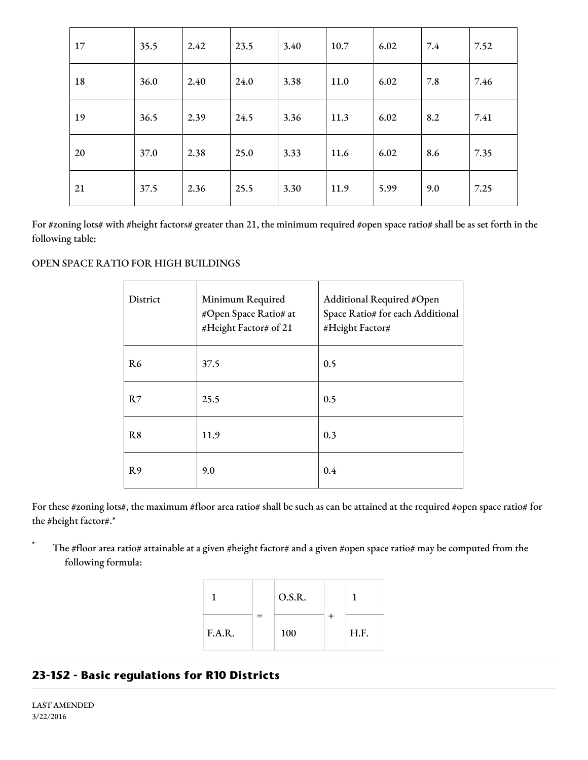| 17 | 35.5 | 2.42 | 23.5 | 3.40 | 10.7 | 6.02 | 7.4 | 7.52 |
|---|---|---|---|---|---|---|---|---|
| 18 | 36.0 | 2.40 | 24.0 | 3.38 | 11.0 | 6.02 | 7.8 | 7.46 |
| 19 | 36.5 | 2.39 | 24.5 | 3.36 | 11.3 | 6.02 | 8.2 | 7.41 |
| 20 | 37.0 | 2.38 | 25.0 | 3.33 | 11.6 | 6.02 | 8.6 | 7.35 |
| 21 | 37.5 | 2.36 | 25.5 | 3.30 | 11.9 | 5.99 | 9.0 | 7.25 |

For #zoning lots# with #height factors# greater than 21, the minimum required #open space ratio# shall be as set forth in the following table:

OPEN SPACE RATIO FOR HIGH BUILDINGS

| District | Minimum Required #Open Space Ratio# at #Height Factor# of 21 | Additional Required #Open Space Ratio# for each Additional #Height Factor# |
|---|---|---|
| R6 | 37.5 | 0.5 |
| R7 | 25.5 | 0.5 |
| R8 | 11.9 | 0.3 |
| R9 | 9.0 | 0.4 |

For these #zoning lots#, the maximum #floor area ratio# shall be such as can be attained at the required #open space ratio# for the #height factor#.*

* The #floor area ratio# attainable at a given #height factor# and a given #open space ratio# may be computed from the following formula:

$$\frac{1}{\text{F.A.R.}} = \frac{\text{O.S.R.}}{100} + \frac{1}{\text{H.F.}}$$

## 23-152 - Basic regulations for R10 Districts

LAST AMENDED
3/22/2016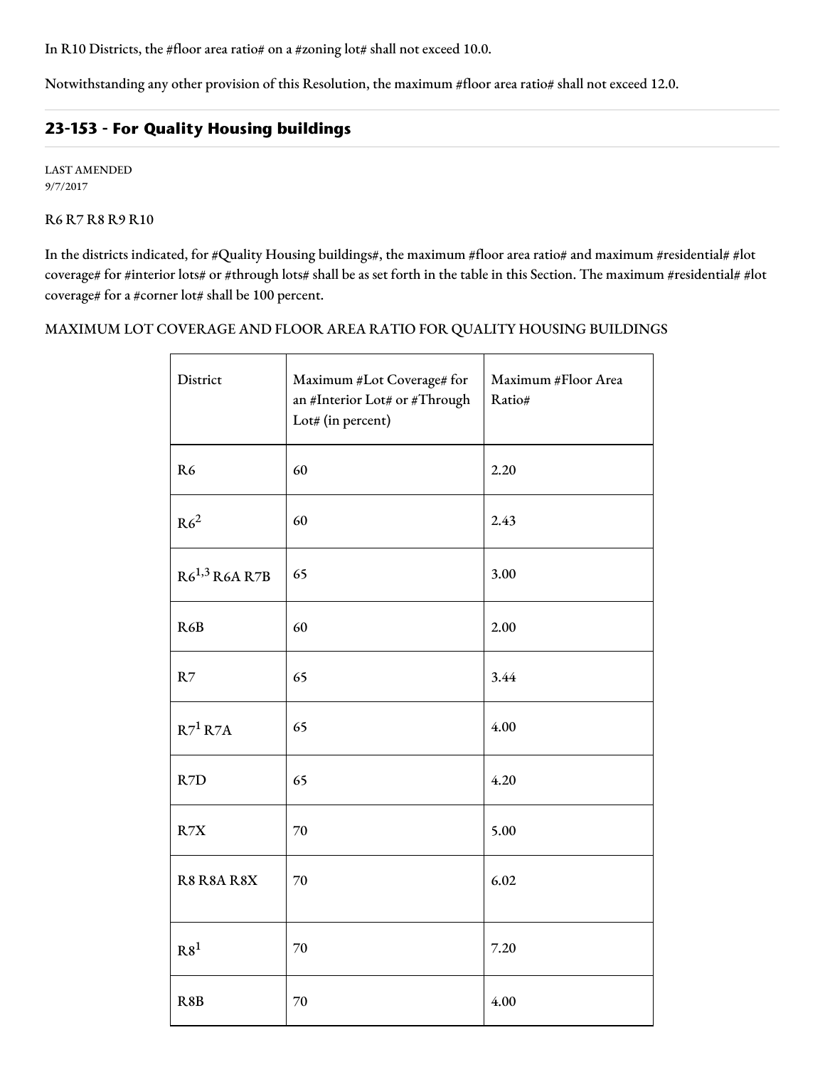In R10 Districts, the #floor area ratio# on a #zoning lot# shall not exceed 10.0.

Notwithstanding any other provision of this Resolution, the maximum #floor area ratio# shall not exceed 12.0.

## 23-153 - For Quality Housing buildings

LAST AMENDED
9/7/2017

R6 R7 R8 R9 R10

In the districts indicated, for #Quality Housing buildings#, the maximum #floor area ratio# and maximum #residential# #lot coverage# for #interior lots# or #through lots# shall be as set forth in the table in this Section. The maximum #residential# #lot coverage# for a #corner lot# shall be 100 percent.

MAXIMUM LOT COVERAGE AND FLOOR AREA RATIO FOR QUALITY HOUSING BUILDINGS

| District | Maximum #Lot Coverage# for an #Interior Lot# or #Through Lot# (in percent) | Maximum #Floor Area Ratio# |
|---|---|---|
| R6 | 60 | 2.20 |
| R6[2] | 60 | 2.43 |
| R6[1,3] R6A R7B | 65 | 3.00 |
| R6B | 60 | 2.00 |
| R7 | 65 | 3.44 |
| R7[1] R7A | 65 | 4.00 |
| R7D | 65 | 4.20 |
| R7X | 70 | 5.00 |
| R8 R8A R8X | 70 | 6.02 |
| R8[1] | 70 | 7.20 |
| R8B | 70 | 4.00 |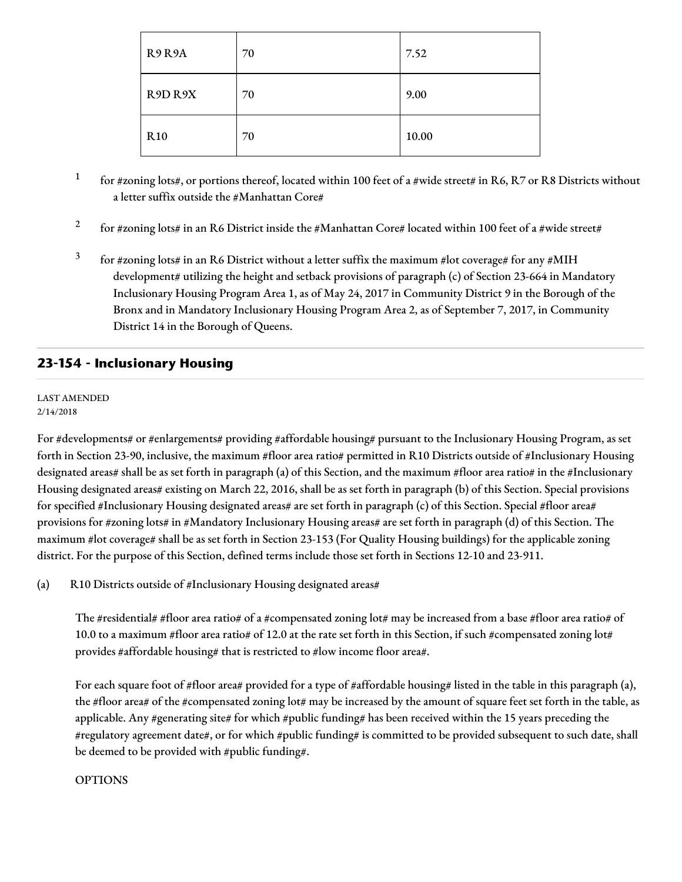| R9 R9A | 70 | 7.52 |
| --- | --- | --- |
| R9D R9X | 70 | 9.00 |
| R10 | 70 | 10.00 |

[1] for #zoning lots#, or portions thereof, located within 100 feet of a #wide street# in R6, R7 or R8 Districts without a letter suffix outside the #Manhattan Core#

[2] for #zoning lots# in an R6 District inside the #Manhattan Core# located within 100 feet of a #wide street#

[3] for #zoning lots# in an R6 District without a letter suffix the maximum #lot coverage# for any #MIH development# utilizing the height and setback provisions of paragraph (c) of Section 23-664 in Mandatory Inclusionary Housing Program Area 1, as of May 24, 2017 in Community District 9 in the Borough of the Bronx and in Mandatory Inclusionary Housing Program Area 2, as of September 7, 2017, in Community District 14 in the Borough of Queens.

## 23-154 - Inclusionary Housing

LAST AMENDED
2/14/2018

For #developments# or #enlargements# providing #affordable housing# pursuant to the Inclusionary Housing Program, as set forth in Section 23-90, inclusive, the maximum #floor area ratio# permitted in R10 Districts outside of #Inclusionary Housing designated areas# shall be as set forth in paragraph (a) of this Section, and the maximum #floor area ratio# in the #Inclusionary Housing designated areas# existing on March 22, 2016, shall be as set forth in paragraph (b) of this Section. Special provisions for specified #Inclusionary Housing designated areas# are set forth in paragraph (c) of this Section. Special #floor area# provisions for #zoning lots# in #Mandatory Inclusionary Housing areas# are set forth in paragraph (d) of this Section. The maximum #lot coverage# shall be as set forth in Section 23-153 (For Quality Housing buildings) for the applicable zoning district. For the purpose of this Section, defined terms include those set forth in Sections 12-10 and 23-911.

(a) R10 Districts outside of #Inclusionary Housing designated areas#

The #residential# #floor area ratio# of a #compensated zoning lot# may be increased from a base #floor area ratio# of 10.0 to a maximum #floor area ratio# of 12.0 at the rate set forth in this Section, if such #compensated zoning lot# provides #affordable housing# that is restricted to #low income floor area#.

For each square foot of #floor area# provided for a type of #affordable housing# listed in the table in this paragraph (a), the #floor area# of the #compensated zoning lot# may be increased by the amount of square feet set forth in the table, as applicable. Any #generating site# for which #public funding# has been received within the 15 years preceding the #regulatory agreement date#, or for which #public funding# is committed to be provided subsequent to such date, shall be deemed to be provided with #public funding#.

OPTIONS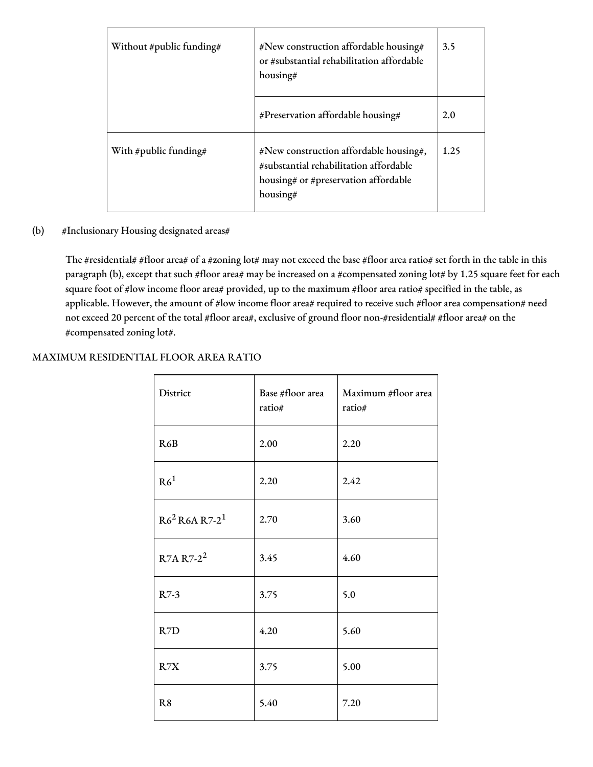| | | |
|---|---|---|
| Without #public funding# | #New construction affordable housing# or #substantial rehabilitation affordable housing# | 3.5 |
| | #Preservation affordable housing# | 2.0 |
| With #public funding# | #New construction affordable housing#, #substantial rehabilitation affordable housing# or #preservation affordable housing# | 1.25 |

(b) #Inclusionary Housing designated areas#

The #residential# #floor area# of a #zoning lot# may not exceed the base #floor area ratio# set forth in the table in this paragraph (b), except that such #floor area# may be increased on a #compensated zoning lot# by 1.25 square feet for each square foot of #low income floor area# provided, up to the maximum #floor area ratio# specified in the table, as applicable. However, the amount of #low income floor area# required to receive such #floor area compensation# need not exceed 20 percent of the total #floor area#, exclusive of ground floor non-#residential# #floor area# on the #compensated zoning lot#.

MAXIMUM RESIDENTIAL FLOOR AREA RATIO

| District | Base #floor area ratio# | Maximum #floor area ratio# |
|---|---|---|
| R6B | 2.00 | 2.20 |
| R6[1] | 2.20 | 2.42 |
| R6[2] R6A R7-2[1] | 2.70 | 3.60 |
| R7A R7-2[2] | 3.45 | 4.60 |
| R7-3 | 3.75 | 5.0 |
| R7D | 4.20 | 5.60 |
| R7X | 3.75 | 5.00 |
| R8 | 5.40 | 7.20 |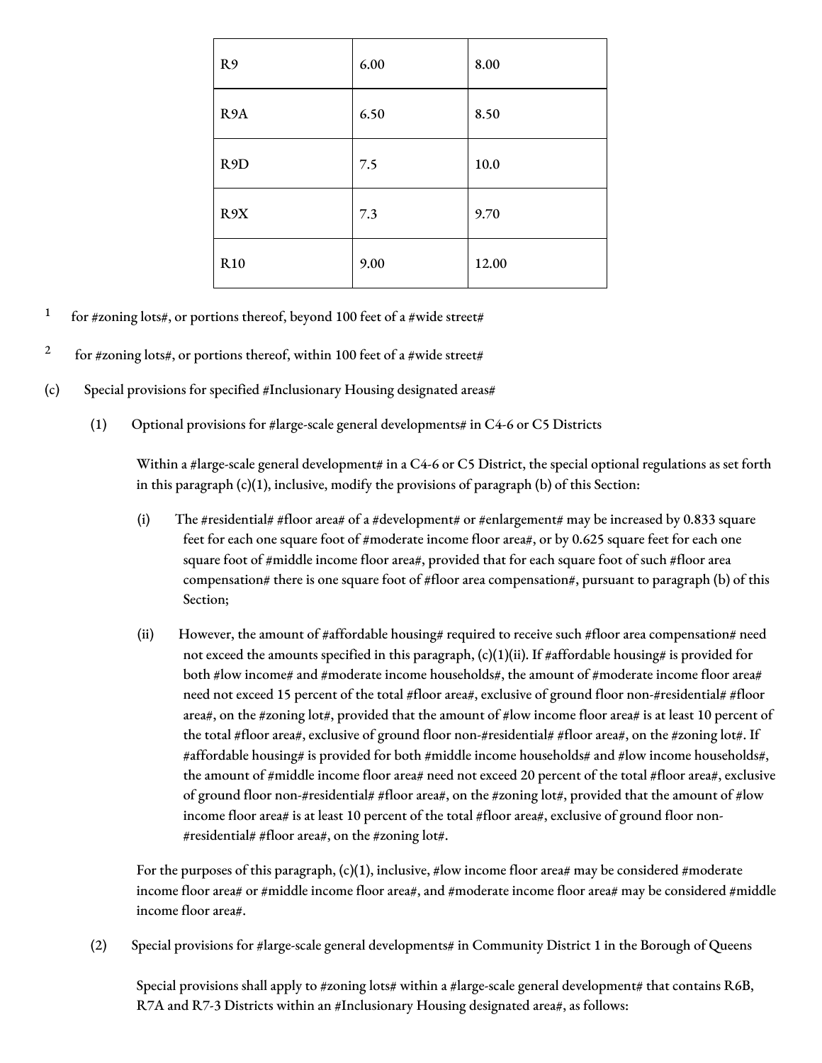| | | |
|---|---|---|
| R9 | 6.00 | 8.00 |
| R9A | 6.50 | 8.50 |
| R9D | 7.5 | 10.0 |
| R9X | 7.3 | 9.70 |
| R10 | 9.00 | 12.00 |

[1] for #zoning lots#, or portions thereof, beyond 100 feet of a #wide street#

[2] for #zoning lots#, or portions thereof, within 100 feet of a #wide street#

(c) Special provisions for specified #Inclusionary Housing designated areas#

(1) Optional provisions for #large-scale general developments# in C4-6 or C5 Districts

Within a #large-scale general development# in a C4-6 or C5 District, the special optional regulations as set forth in this paragraph (c)(1), inclusive, modify the provisions of paragraph (b) of this Section:

(i) The #residential# #floor area# of a #development# or #enlargement# may be increased by 0.833 square feet for each one square foot of #moderate income floor area#, or by 0.625 square feet for each one square foot of #middle income floor area#, provided that for each square foot of such #floor area compensation# there is one square foot of #floor area compensation#, pursuant to paragraph (b) of this Section;

(ii) However, the amount of #affordable housing# required to receive such #floor area compensation# need not exceed the amounts specified in this paragraph, (c)(1)(ii). If #affordable housing# is provided for both #low income# and #moderate income households#, the amount of #moderate income floor area# need not exceed 15 percent of the total #floor area#, exclusive of ground floor non-#residential# #floor area#, on the #zoning lot#, provided that the amount of #low income floor area# is at least 10 percent of the total #floor area#, exclusive of ground floor non-#residential# #floor area#, on the #zoning lot#. If #affordable housing# is provided for both #middle income households# and #low income households#, the amount of #middle income floor area# need not exceed 20 percent of the total #floor area#, exclusive of ground floor non-#residential# #floor area#, on the #zoning lot#, provided that the amount of #low income floor area# is at least 10 percent of the total #floor area#, exclusive of ground floor non-#residential# #floor area#, on the #zoning lot#.

For the purposes of this paragraph, (c)(1), inclusive, #low income floor area# may be considered #moderate income floor area# or #middle income floor area#, and #moderate income floor area# may be considered #middle income floor area#.

(2) Special provisions for #large-scale general developments# in Community District 1 in the Borough of Queens

Special provisions shall apply to #zoning lots# within a #large-scale general development# that contains R6B, R7A and R7-3 Districts within an #Inclusionary Housing designated area#, as follows: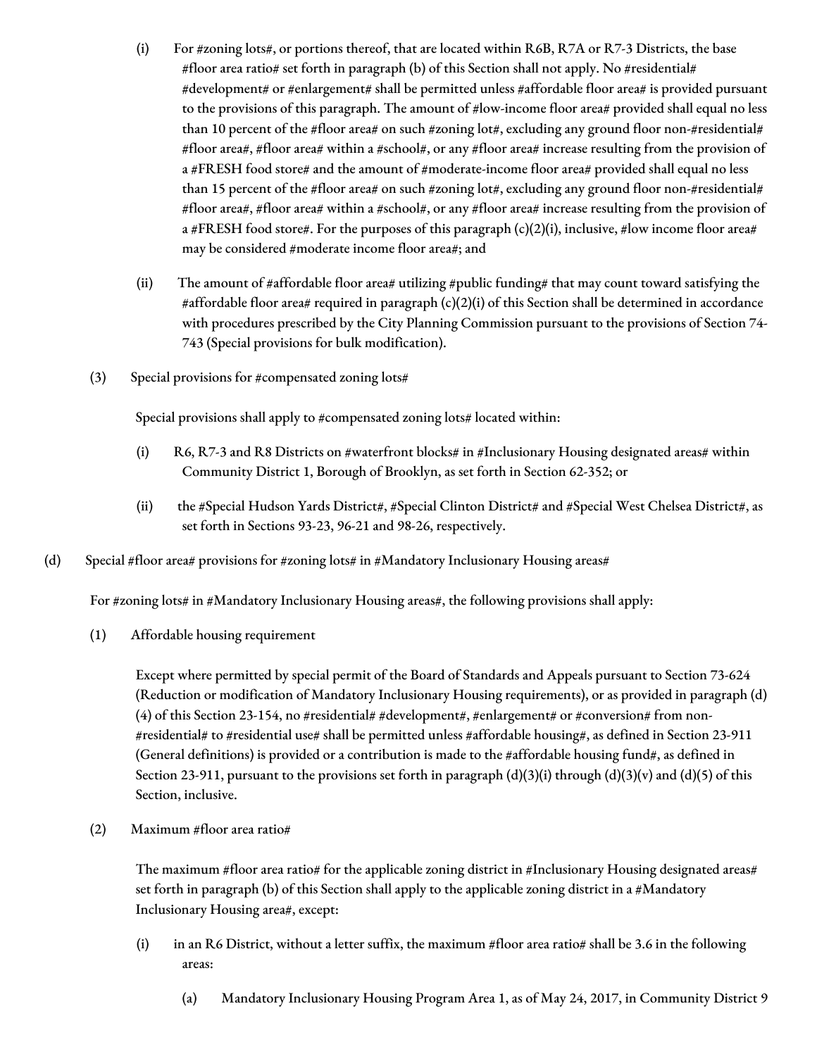(i) For #zoning lots#, or portions thereof, that are located within R6B, R7A or R7-3 Districts, the base #floor area ratio# set forth in paragraph (b) of this Section shall not apply. No #residential# #development# or #enlargement# shall be permitted unless #affordable floor area# is provided pursuant to the provisions of this paragraph. The amount of #low-income floor area# provided shall equal no less than 10 percent of the #floor area# on such #zoning lot#, excluding any ground floor non-#residential# #floor area#, #floor area# within a #school#, or any #floor area# increase resulting from the provision of a #FRESH food store# and the amount of #moderate-income floor area# provided shall equal no less than 15 percent of the #floor area# on such #zoning lot#, excluding any ground floor non-#residential# #floor area#, #floor area# within a #school#, or any #floor area# increase resulting from the provision of a #FRESH food store#. For the purposes of this paragraph (c)(2)(i), inclusive, #low income floor area# may be considered #moderate income floor area#; and

(ii) The amount of #affordable floor area# utilizing #public funding# that may count toward satisfying the #affordable floor area# required in paragraph (c)(2)(i) of this Section shall be determined in accordance with procedures prescribed by the City Planning Commission pursuant to the provisions of Section 74-743 (Special provisions for bulk modification).

(3) Special provisions for #compensated zoning lots#

Special provisions shall apply to #compensated zoning lots# located within:

(i) R6, R7-3 and R8 Districts on #waterfront blocks# in #Inclusionary Housing designated areas# within Community District 1, Borough of Brooklyn, as set forth in Section 62-352; or

(ii) the #Special Hudson Yards District#, #Special Clinton District# and #Special West Chelsea District#, as set forth in Sections 93-23, 96-21 and 98-26, respectively.

(d) Special #floor area# provisions for #zoning lots# in #Mandatory Inclusionary Housing areas#

For #zoning lots# in #Mandatory Inclusionary Housing areas#, the following provisions shall apply:

(1) Affordable housing requirement

Except where permitted by special permit of the Board of Standards and Appeals pursuant to Section 73-624 (Reduction or modification of Mandatory Inclusionary Housing requirements), or as provided in paragraph (d)(4) of this Section 23-154, no #residential# #development#, #enlargement# or #conversion# from non-#residential# to #residential use# shall be permitted unless #affordable housing#, as defined in Section 23-911 (General definitions) is provided or a contribution is made to the #affordable housing fund#, as defined in Section 23-911, pursuant to the provisions set forth in paragraph (d)(3)(i) through (d)(3)(v) and (d)(5) of this Section, inclusive.

(2) Maximum #floor area ratio#

The maximum #floor area ratio# for the applicable zoning district in #Inclusionary Housing designated areas# set forth in paragraph (b) of this Section shall apply to the applicable zoning district in a #Mandatory Inclusionary Housing area#, except:

(i) in an R6 District, without a letter suffix, the maximum #floor area ratio# shall be 3.6 in the following areas:

(a) Mandatory Inclusionary Housing Program Area 1, as of May 24, 2017, in Community District 9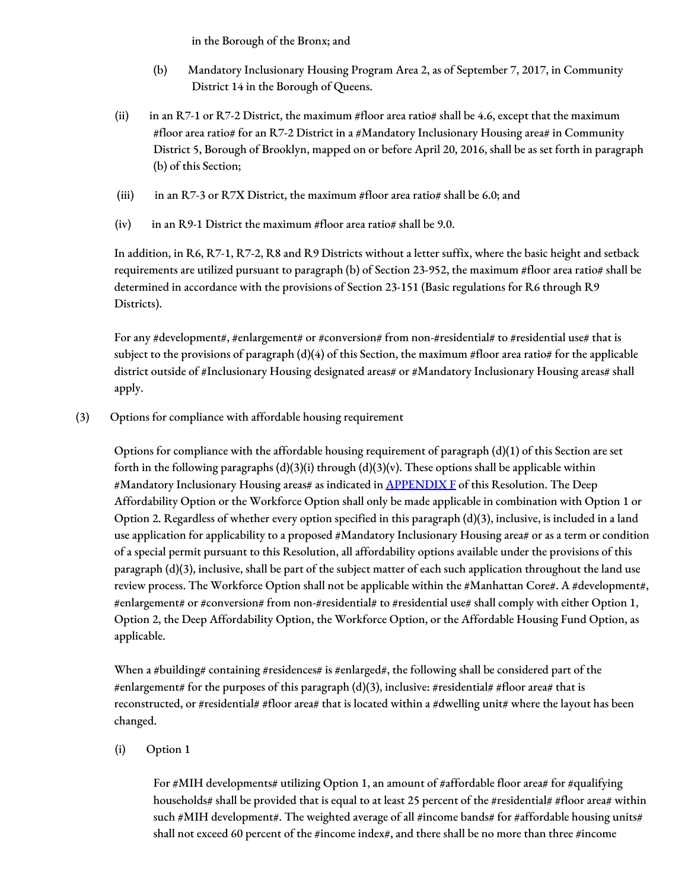in the Borough of the Bronx; and

(b) Mandatory Inclusionary Housing Program Area 2, as of September 7, 2017, in Community District 14 in the Borough of Queens.

(ii) in an R7-1 or R7-2 District, the maximum #floor area ratio# shall be 4.6, except that the maximum #floor area ratio# for an R7-2 District in a #Mandatory Inclusionary Housing area# in Community District 5, Borough of Brooklyn, mapped on or before April 20, 2016, shall be as set forth in paragraph (b) of this Section;

(iii) in an R7-3 or R7X District, the maximum #floor area ratio# shall be 6.0; and

(iv) in an R9-1 District the maximum #floor area ratio# shall be 9.0.

In addition, in R6, R7-1, R7-2, R8 and R9 Districts without a letter suffix, where the basic height and setback requirements are utilized pursuant to paragraph (b) of Section 23-952, the maximum #floor area ratio# shall be determined in accordance with the provisions of Section 23-151 (Basic regulations for R6 through R9 Districts).

For any #development#, #enlargement# or #conversion# from non-#residential# to #residential use# that is subject to the provisions of paragraph (d)(4) of this Section, the maximum #floor area ratio# for the applicable district outside of #Inclusionary Housing designated areas# or #Mandatory Inclusionary Housing areas# shall apply.

(3) Options for compliance with affordable housing requirement

Options for compliance with the affordable housing requirement of paragraph (d)(1) of this Section are set forth in the following paragraphs (d)(3)(i) through (d)(3)(v). These options shall be applicable within #Mandatory Inclusionary Housing areas# as indicated in [APPENDIX F] of this Resolution. The Deep Affordability Option or the Workforce Option shall only be made applicable in combination with Option 1 or Option 2. Regardless of whether every option specified in this paragraph (d)(3), inclusive, is included in a land use application for applicability to a proposed #Mandatory Inclusionary Housing area# or as a term or condition of a special permit pursuant to this Resolution, all affordability options available under the provisions of this paragraph (d)(3), inclusive, shall be part of the subject matter of each such application throughout the land use review process. The Workforce Option shall not be applicable within the #Manhattan Core#. A #development#, #enlargement# or #conversion# from non-#residential# to #residential use# shall comply with either Option 1, Option 2, the Deep Affordability Option, the Workforce Option, or the Affordable Housing Fund Option, as applicable.

When a #building# containing #residences# is #enlarged#, the following shall be considered part of the #enlargement# for the purposes of this paragraph (d)(3), inclusive: #residential# #floor area# that is reconstructed, or #residential# #floor area# that is located within a #dwelling unit# where the layout has been changed.

(i) Option 1

For #MIH developments# utilizing Option 1, an amount of #affordable floor area# for #qualifying households# shall be provided that is equal to at least 25 percent of the #residential# #floor area# within such #MIH development#. The weighted average of all #income bands# for #affordable housing units# shall not exceed 60 percent of the #income index#, and there shall be no more than three #income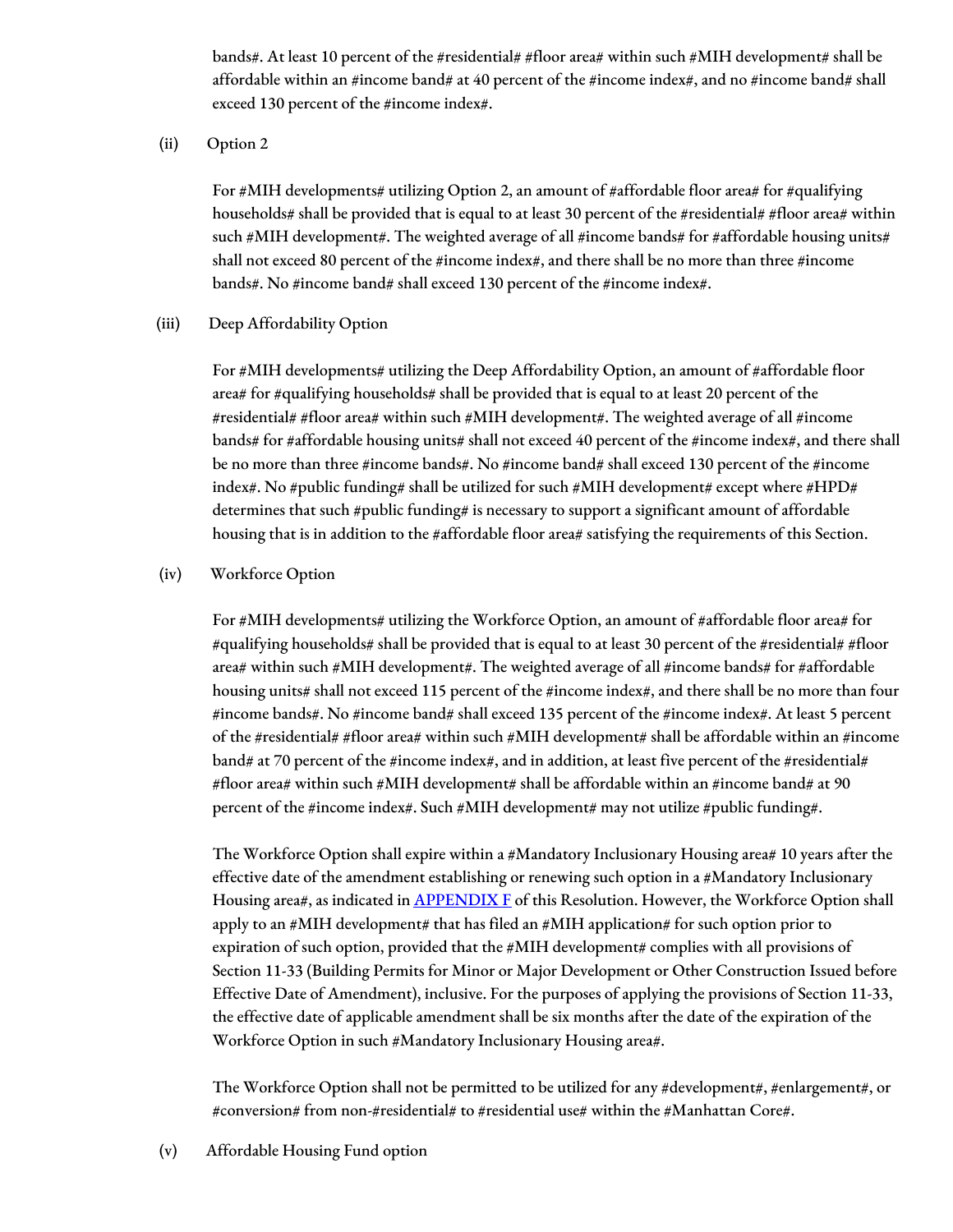bands#. At least 10 percent of the #residential# #floor area# within such #MIH development# shall be affordable within an #income band# at 40 percent of the #income index#, and no #income band# shall exceed 130 percent of the #income index#.

(ii) Option 2

For #MIH developments# utilizing Option 2, an amount of #affordable floor area# for #qualifying households# shall be provided that is equal to at least 30 percent of the #residential# #floor area# within such #MIH development#. The weighted average of all #income bands# for #affordable housing units# shall not exceed 80 percent of the #income index#, and there shall be no more than three #income bands#. No #income band# shall exceed 130 percent of the #income index#.

(iii) Deep Affordability Option

For #MIH developments# utilizing the Deep Affordability Option, an amount of #affordable floor area# for #qualifying households# shall be provided that is equal to at least 20 percent of the #residential# #floor area# within such #MIH development#. The weighted average of all #income bands# for #affordable housing units# shall not exceed 40 percent of the #income index#, and there shall be no more than three #income bands#. No #income band# shall exceed 130 percent of the #income index#. No #public funding# shall be utilized for such #MIH development# except where #HPD# determines that such #public funding# is necessary to support a significant amount of affordable housing that is in addition to the #affordable floor area# satisfying the requirements of this Section.

(iv) Workforce Option

For #MIH developments# utilizing the Workforce Option, an amount of #affordable floor area# for #qualifying households# shall be provided that is equal to at least 30 percent of the #residential# #floor area# within such #MIH development#. The weighted average of all #income bands# for #affordable housing units# shall not exceed 115 percent of the #income index#, and there shall be no more than four #income bands#. No #income band# shall exceed 135 percent of the #income index#. At least 5 percent of the #residential# #floor area# within such #MIH development# shall be affordable within an #income band# at 70 percent of the #income index#, and in addition, at least five percent of the #residential# #floor area# within such #MIH development# shall be affordable within an #income band# at 90 percent of the #income index#. Such #MIH development# may not utilize #public funding#.

The Workforce Option shall expire within a #Mandatory Inclusionary Housing area# 10 years after the effective date of the amendment establishing or renewing such option in a #Mandatory Inclusionary Housing area#, as indicated in [APPENDIX F]() of this Resolution. However, the Workforce Option shall apply to an #MIH development# that has filed an #MIH application# for such option prior to expiration of such option, provided that the #MIH development# complies with all provisions of Section 11-33 (Building Permits for Minor or Major Development or Other Construction Issued before Effective Date of Amendment), inclusive. For the purposes of applying the provisions of Section 11-33, the effective date of applicable amendment shall be six months after the date of the expiration of the Workforce Option in such #Mandatory Inclusionary Housing area#.

The Workforce Option shall not be permitted to be utilized for any #development#, #enlargement#, or #conversion# from non-#residential# to #residential use# within the #Manhattan Core#.

(v) Affordable Housing Fund option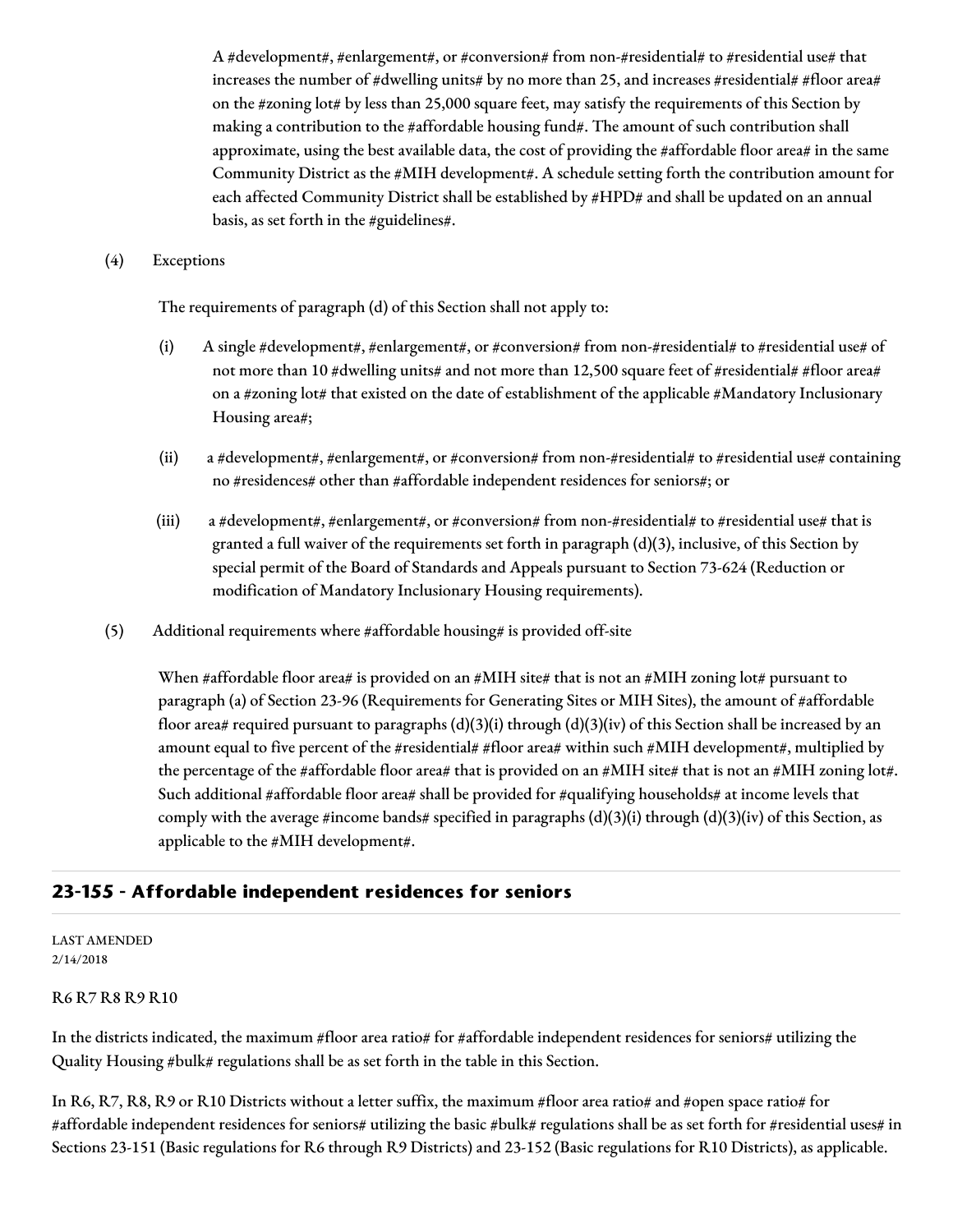A #development#, #enlargement#, or #conversion# from non-#residential# to #residential use# that increases the number of #dwelling units# by no more than 25, and increases #residential# #floor area# on the #zoning lot# by less than 25,000 square feet, may satisfy the requirements of this Section by making a contribution to the #affordable housing fund#. The amount of such contribution shall approximate, using the best available data, the cost of providing the #affordable floor area# in the same Community District as the #MIH development#. A schedule setting forth the contribution amount for each affected Community District shall be established by #HPD# and shall be updated on an annual basis, as set forth in the #guidelines#.

(4) Exceptions

The requirements of paragraph (d) of this Section shall not apply to:

(i) A single #development#, #enlargement#, or #conversion# from non-#residential# to #residential use# of not more than 10 #dwelling units# and not more than 12,500 square feet of #residential# #floor area# on a #zoning lot# that existed on the date of establishment of the applicable #Mandatory Inclusionary Housing area#;

(ii) a #development#, #enlargement#, or #conversion# from non-#residential# to #residential use# containing no #residences# other than #affordable independent residences for seniors#; or

(iii) a #development#, #enlargement#, or #conversion# from non-#residential# to #residential use# that is granted a full waiver of the requirements set forth in paragraph (d)(3), inclusive, of this Section by special permit of the Board of Standards and Appeals pursuant to Section 73-624 (Reduction or modification of Mandatory Inclusionary Housing requirements).

(5) Additional requirements where #affordable housing# is provided off-site

When #affordable floor area# is provided on an #MIH site# that is not an #MIH zoning lot# pursuant to paragraph (a) of Section 23-96 (Requirements for Generating Sites or MIH Sites), the amount of #affordable floor area# required pursuant to paragraphs (d)(3)(i) through (d)(3)(iv) of this Section shall be increased by an amount equal to five percent of the #residential# #floor area# within such #MIH development#, multiplied by the percentage of the #affordable floor area# that is provided on an #MIH site# that is not an #MIH zoning lot#. Such additional #affordable floor area# shall be provided for #qualifying households# at income levels that comply with the average #income bands# specified in paragraphs (d)(3)(i) through (d)(3)(iv) of this Section, as applicable to the #MIH development#.

## 23-155 - Affordable independent residences for seniors

LAST AMENDED
2/14/2018

R6 R7 R8 R9 R10

In the districts indicated, the maximum #floor area ratio# for #affordable independent residences for seniors# utilizing the Quality Housing #bulk# regulations shall be as set forth in the table in this Section.

In R6, R7, R8, R9 or R10 Districts without a letter suffix, the maximum #floor area ratio# and #open space ratio# for #affordable independent residences for seniors# utilizing the basic #bulk# regulations shall be as set forth for #residential uses# in Sections 23-151 (Basic regulations for R6 through R9 Districts) and 23-152 (Basic regulations for R10 Districts), as applicable.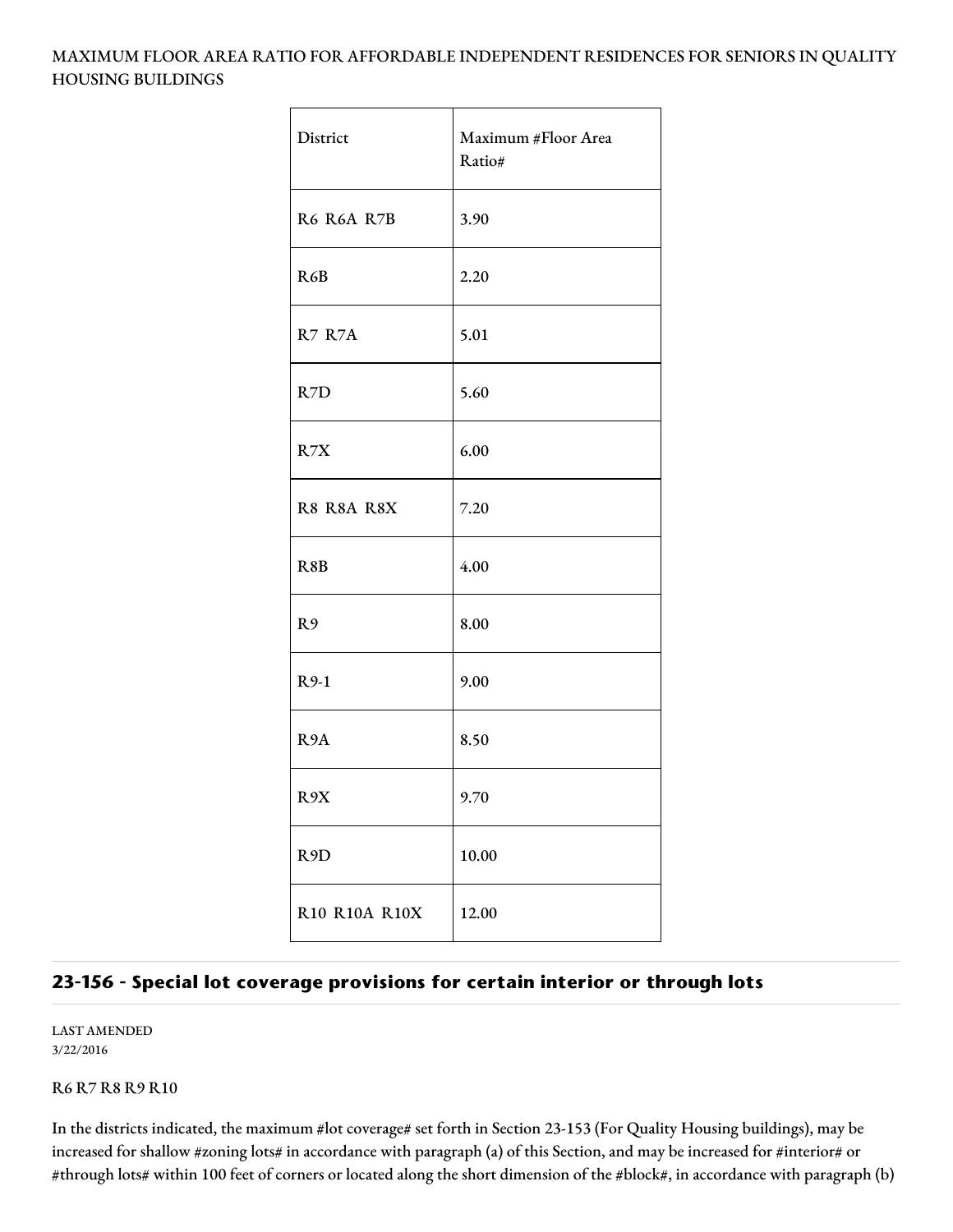MAXIMUM FLOOR AREA RATIO FOR AFFORDABLE INDEPENDENT RESIDENCES FOR SENIORS IN QUALITY HOUSING BUILDINGS

| District | Maximum #Floor Area Ratio# |
|---|---|
| R6 R6A R7B | 3.90 |
| R6B | 2.20 |
| R7 R7A | 5.01 |
| R7D | 5.60 |
| R7X | 6.00 |
| R8 R8A R8X | 7.20 |
| R8B | 4.00 |
| R9 | 8.00 |
| R9-1 | 9.00 |
| R9A | 8.50 |
| R9X | 9.70 |
| R9D | 10.00 |
| R10 R10A R10X | 12.00 |

## 23-156 - Special lot coverage provisions for certain interior or through lots

LAST AMENDED
3/22/2016

R6 R7 R8 R9 R10

In the districts indicated, the maximum #lot coverage# set forth in Section 23-153 (For Quality Housing buildings), may be increased for shallow #zoning lots# in accordance with paragraph (a) of this Section, and may be increased for #interior# or #through lots# within 100 feet of corners or located along the short dimension of the #block#, in accordance with paragraph (b)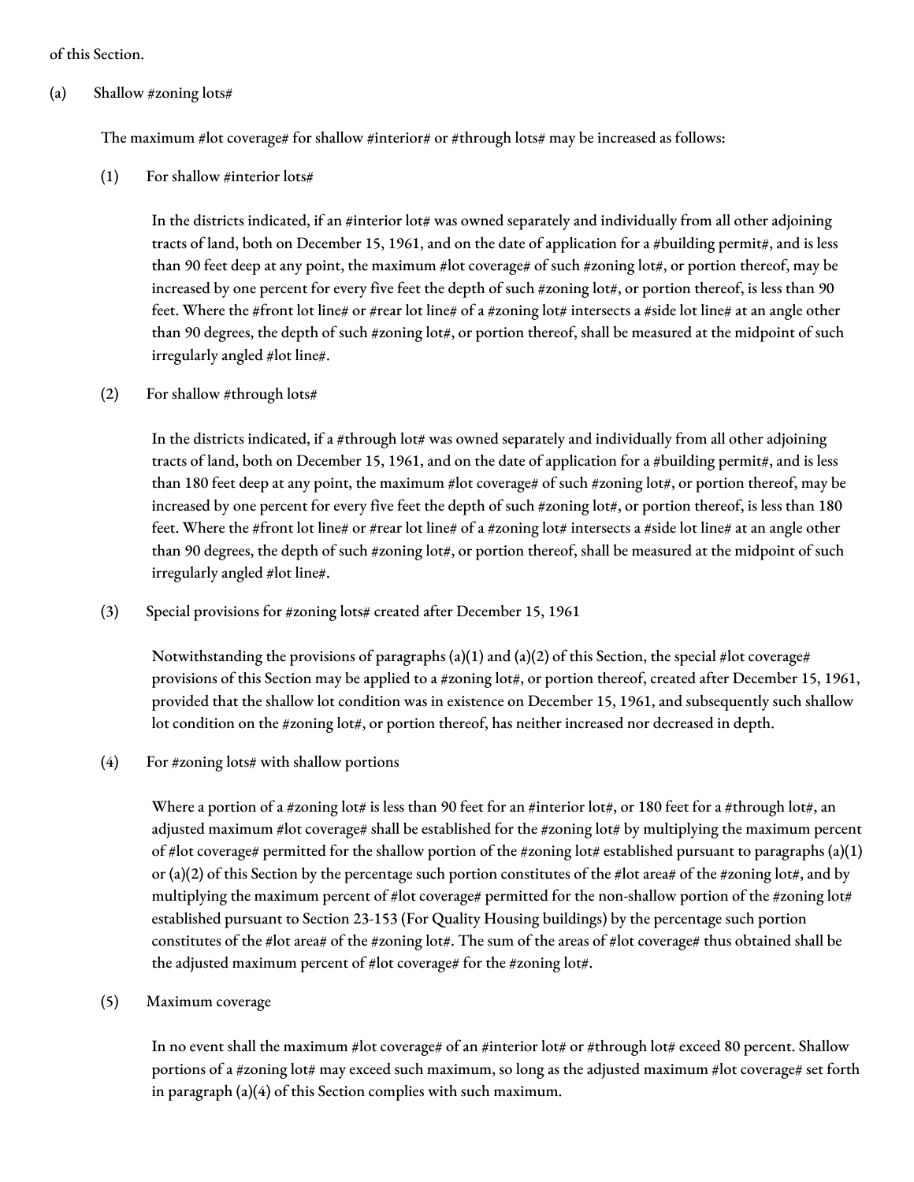of this Section.

(a) Shallow #zoning lots#

The maximum #lot coverage# for shallow #interior# or #through lots# may be increased as follows:

(1) For shallow #interior lots#

In the districts indicated, if an #interior lot# was owned separately and individually from all other adjoining tracts of land, both on December 15, 1961, and on the date of application for a #building permit#, and is less than 90 feet deep at any point, the maximum #lot coverage# of such #zoning lot#, or portion thereof, may be increased by one percent for every five feet the depth of such #zoning lot#, or portion thereof, is less than 90 feet. Where the #front lot line# or #rear lot line# of a #zoning lot# intersects a #side lot line# at an angle other than 90 degrees, the depth of such #zoning lot#, or portion thereof, shall be measured at the midpoint of such irregularly angled #lot line#.

(2) For shallow #through lots#

In the districts indicated, if a #through lot# was owned separately and individually from all other adjoining tracts of land, both on December 15, 1961, and on the date of application for a #building permit#, and is less than 180 feet deep at any point, the maximum #lot coverage# of such #zoning lot#, or portion thereof, may be increased by one percent for every five feet the depth of such #zoning lot#, or portion thereof, is less than 180 feet. Where the #front lot line# or #rear lot line# of a #zoning lot# intersects a #side lot line# at an angle other than 90 degrees, the depth of such #zoning lot#, or portion thereof, shall be measured at the midpoint of such irregularly angled #lot line#.

(3) Special provisions for #zoning lots# created after December 15, 1961

Notwithstanding the provisions of paragraphs (a)(1) and (a)(2) of this Section, the special #lot coverage# provisions of this Section may be applied to a #zoning lot#, or portion thereof, created after December 15, 1961, provided that the shallow lot condition was in existence on December 15, 1961, and subsequently such shallow lot condition on the #zoning lot#, or portion thereof, has neither increased nor decreased in depth.

(4) For #zoning lots# with shallow portions

Where a portion of a #zoning lot# is less than 90 feet for an #interior lot#, or 180 feet for a #through lot#, an adjusted maximum #lot coverage# shall be established for the #zoning lot# by multiplying the maximum percent of #lot coverage# permitted for the shallow portion of the #zoning lot# established pursuant to paragraphs (a)(1) or (a)(2) of this Section by the percentage such portion constitutes of the #lot area# of the #zoning lot#, and by multiplying the maximum percent of #lot coverage# permitted for the non-shallow portion of the #zoning lot# established pursuant to Section 23-153 (For Quality Housing buildings) by the percentage such portion constitutes of the #lot area# of the #zoning lot#. The sum of the areas of #lot coverage# thus obtained shall be the adjusted maximum percent of #lot coverage# for the #zoning lot#.

(5) Maximum coverage

In no event shall the maximum #lot coverage# of an #interior lot# or #through lot# exceed 80 percent. Shallow portions of a #zoning lot# may exceed such maximum, so long as the adjusted maximum #lot coverage# set forth in paragraph (a)(4) of this Section complies with such maximum.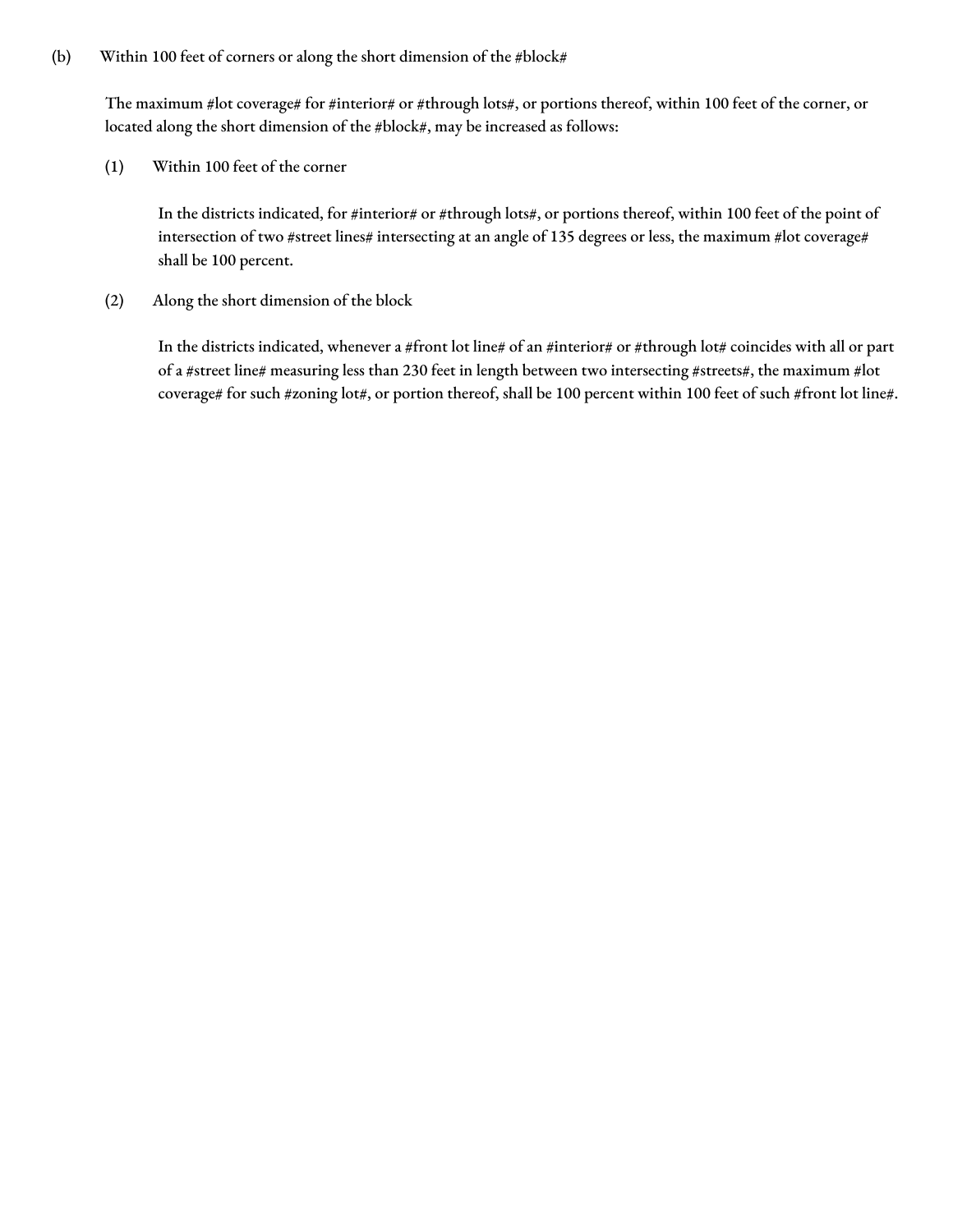(b) Within 100 feet of corners or along the short dimension of the #block#

The maximum #lot coverage# for #interior# or #through lots#, or portions thereof, within 100 feet of the corner, or located along the short dimension of the #block#, may be increased as follows:

(1) Within 100 feet of the corner

In the districts indicated, for #interior# or #through lots#, or portions thereof, within 100 feet of the point of intersection of two #street lines# intersecting at an angle of 135 degrees or less, the maximum #lot coverage# shall be 100 percent.

(2) Along the short dimension of the block

In the districts indicated, whenever a #front lot line# of an #interior# or #through lot# coincides with all or part of a #street line# measuring less than 230 feet in length between two intersecting #streets#, the maximum #lot coverage# for such #zoning lot#, or portion thereof, shall be 100 percent within 100 feet of such #front lot line#.